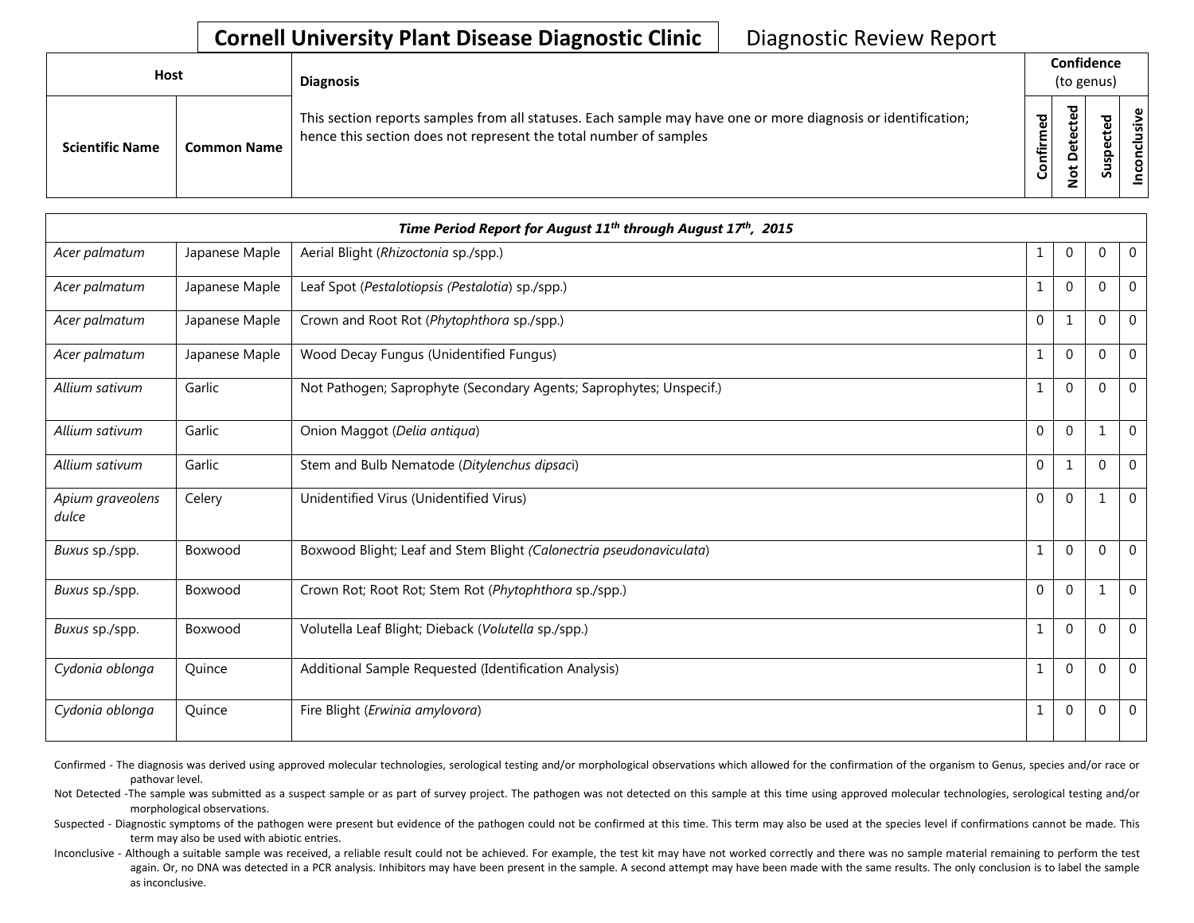# Cornell University Plant Disease Diagnostic Clinic

Diagnostic Review Report

| Host | | Diagnosis | Confidence (to genus) | | | |
|---|---|---|---|---|---|---|
| **Scientific Name** | **Common Name** | This section reports samples from all statuses. Each sample may have one or more diagnosis or identification; hence this section does not represent the total number of samples | **Confirmed** | **Not Detected** | **Suspected** | **Inconclusive** |
| ***Time Period Report for August 11th through August 17th, 2015*** | | | | | | |
| *Acer palmatum* | Japanese Maple | Aerial Blight (*Rhizoctonia* sp./spp.) | 1 | 0 | 0 | 0 |
| *Acer palmatum* | Japanese Maple | Leaf Spot (*Pestalotiopsis (Pestalotia*) sp./spp.) | 1 | 0 | 0 | 0 |
| *Acer palmatum* | Japanese Maple | Crown and Root Rot (*Phytophthora* sp./spp.) | 0 | 1 | 0 | 0 |
| *Acer palmatum* | Japanese Maple | Wood Decay Fungus (Unidentified Fungus) | 1 | 0 | 0 | 0 |
| *Allium sativum* | Garlic | Not Pathogen; Saprophyte (Secondary Agents; Saprophytes; Unspecif.) | 1 | 0 | 0 | 0 |
| *Allium sativum* | Garlic | Onion Maggot (*Delia antiqua*) | 0 | 0 | 1 | 0 |
| *Allium sativum* | Garlic | Stem and Bulb Nematode (*Ditylenchus dipsaci*) | 0 | 1 | 0 | 0 |
| *Apium graveolens dulce* | Celery | Unidentified Virus (Unidentified Virus) | 0 | 0 | 1 | 0 |
| *Buxus* sp./spp. | Boxwood | Boxwood Blight; Leaf and Stem Blight (*Calonectria pseudonaviculata*) | 1 | 0 | 0 | 0 |
| *Buxus* sp./spp. | Boxwood | Crown Rot; Root Rot; Stem Rot (*Phytophthora* sp./spp.) | 0 | 0 | 1 | 0 |
| *Buxus* sp./spp. | Boxwood | Volutella Leaf Blight; Dieback (*Volutella* sp./spp.) | 1 | 0 | 0 | 0 |
| *Cydonia oblonga* | Quince | Additional Sample Requested (Identification Analysis) | 1 | 0 | 0 | 0 |
| *Cydonia oblonga* | Quince | Fire Blight (*Erwinia amylovora*) | 1 | 0 | 0 | 0 |

Confirmed - The diagnosis was derived using approved molecular technologies, serological testing and/or morphological observations which allowed for the confirmation of the organism to Genus, species and/or race or pathovar level.

Not Detected -The sample was submitted as a suspect sample or as part of survey project. The pathogen was not detected on this sample at this time using approved molecular technologies, serological testing and/or morphological observations.

Suspected - Diagnostic symptoms of the pathogen were present but evidence of the pathogen could not be confirmed at this time. This term may also be used at the species level if confirmations cannot be made. This term may also be used with abiotic entries.

Inconclusive - Although a suitable sample was received, a reliable result could not be achieved. For example, the test kit may have not worked correctly and there was no sample material remaining to perform the test again. Or, no DNA was detected in a PCR analysis. Inhibitors may have been present in the sample. A second attempt may have been made with the same results. The only conclusion is to label the sample as inconclusive.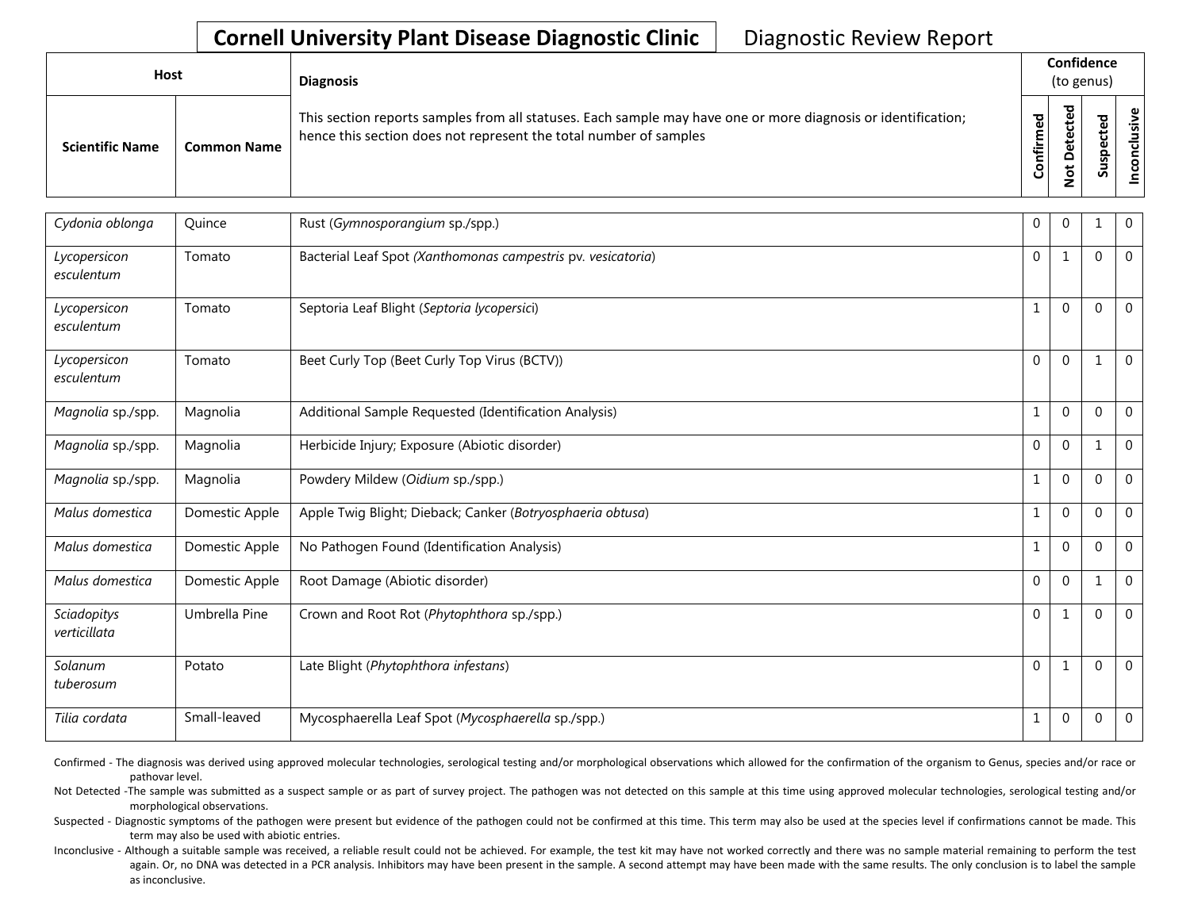**Cornell University Plant Disease Diagnostic Clinic** Diagnostic Review Report

| Host | | Diagnosis | Confidence (to genus) | | | |
|---|---|---|---|---|---|---|
| **Scientific Name** | **Common Name** | This section reports samples from all statuses. Each sample may have one or more diagnosis or identification; hence this section does not represent the total number of samples | **Confirmed** | **Not Detected** | **Suspected** | **Inconclusive** |
| *Cydonia oblonga* | Quince | Rust (*Gymnosporangium* sp./spp.) | 0 | 0 | 1 | 0 |
| *Lycopersicon esculentum* | Tomato | Bacterial Leaf Spot *(Xanthomonas campestris* pv. *vesicatoria*) | 0 | 1 | 0 | 0 |
| *Lycopersicon esculentum* | Tomato | Septoria Leaf Blight (*Septoria lycopersici*) | 1 | 0 | 0 | 0 |
| *Lycopersicon esculentum* | Tomato | Beet Curly Top (Beet Curly Top Virus (BCTV)) | 0 | 0 | 1 | 0 |
| *Magnolia* sp./spp. | Magnolia | Additional Sample Requested (Identification Analysis) | 1 | 0 | 0 | 0 |
| *Magnolia* sp./spp. | Magnolia | Herbicide Injury; Exposure (Abiotic disorder) | 0 | 0 | 1 | 0 |
| *Magnolia* sp./spp. | Magnolia | Powdery Mildew (*Oidium* sp./spp.) | 1 | 0 | 0 | 0 |
| *Malus domestica* | Domestic Apple | Apple Twig Blight; Dieback; Canker (*Botryosphaeria obtusa*) | 1 | 0 | 0 | 0 |
| *Malus domestica* | Domestic Apple | No Pathogen Found (Identification Analysis) | 1 | 0 | 0 | 0 |
| *Malus domestica* | Domestic Apple | Root Damage (Abiotic disorder) | 0 | 0 | 1 | 0 |
| *Sciadopitys verticillata* | Umbrella Pine | Crown and Root Rot (*Phytophthora* sp./spp.) | 0 | 1 | 0 | 0 |
| *Solanum tuberosum* | Potato | Late Blight (*Phytophthora infestans*) | 0 | 1 | 0 | 0 |
| *Tilia cordata* | Small-leaved | Mycosphaerella Leaf Spot (*Mycosphaerella* sp./spp.) | 1 | 0 | 0 | 0 |

Confirmed - The diagnosis was derived using approved molecular technologies, serological testing and/or morphological observations which allowed for the confirmation of the organism to Genus, species and/or race or pathovar level.

Not Detected -The sample was submitted as a suspect sample or as part of survey project. The pathogen was not detected on this sample at this time using approved molecular technologies, serological testing and/or morphological observations.

Suspected - Diagnostic symptoms of the pathogen were present but evidence of the pathogen could not be confirmed at this time. This term may also be used at the species level if confirmations cannot be made. This term may also be used with abiotic entries.

Inconclusive - Although a suitable sample was received, a reliable result could not be achieved. For example, the test kit may have not worked correctly and there was no sample material remaining to perform the test again. Or, no DNA was detected in a PCR analysis. Inhibitors may have been present in the sample. A second attempt may have been made with the same results. The only conclusion is to label the sample as inconclusive.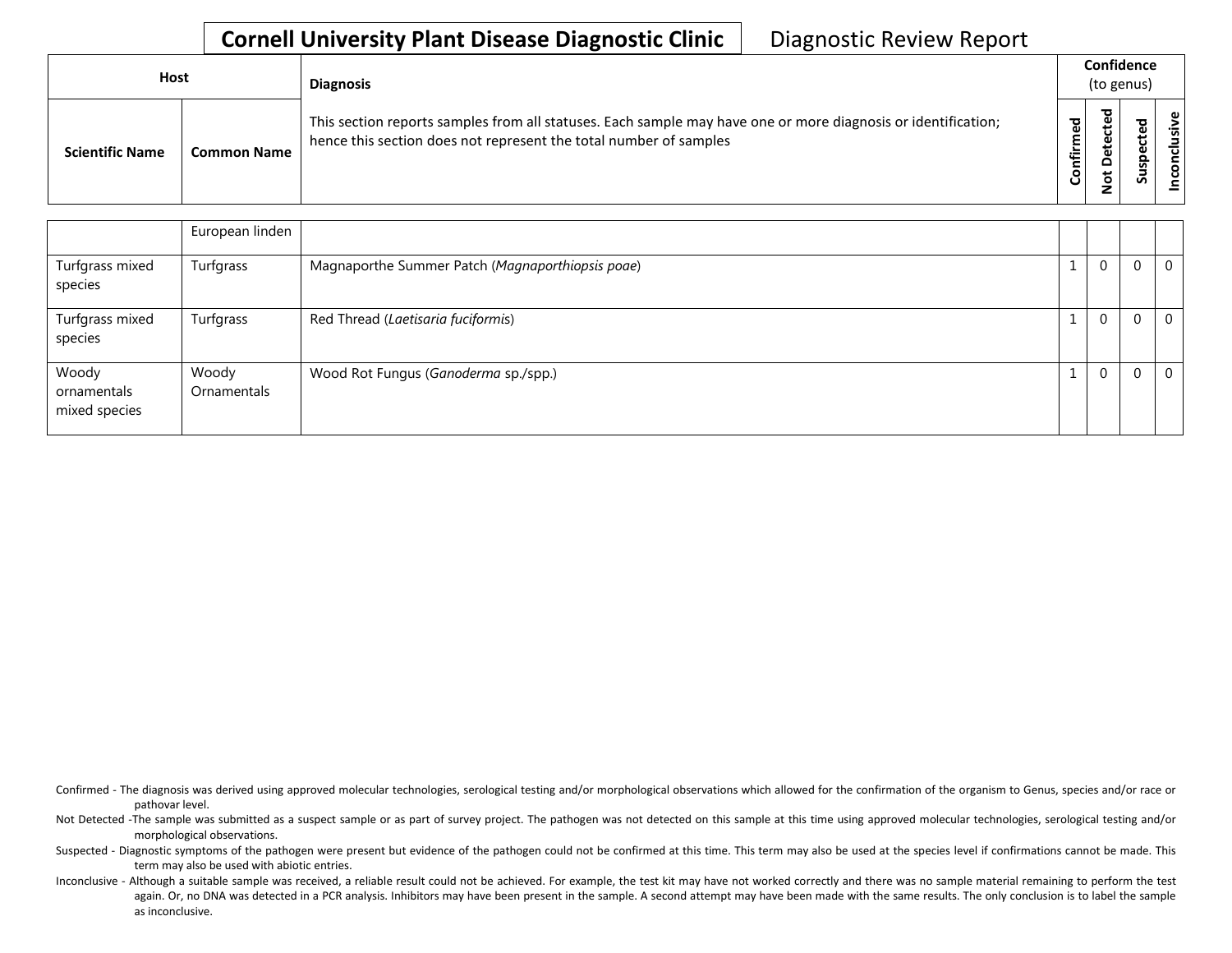**Cornell University Plant Disease Diagnostic Clinic** Diagnostic Review Report

| Host | | Diagnosis | Confidence (to genus) | | | |
|---|---|---|---|---|---|---|
| Scientific Name | Common Name | This section reports samples from all statuses. Each sample may have one or more diagnosis or identification; hence this section does not represent the total number of samples | Confirmed | Not Detected | Suspected | Inconclusive |
| | European linden | | | | | |
| Turfgrass mixed species | Turfgrass | Magnaporthe Summer Patch (*Magnaporthiopsis poae*) | 1 | 0 | 0 | 0 |
| Turfgrass mixed species | Turfgrass | Red Thread (*Laetisaria fuciformis*) | 1 | 0 | 0 | 0 |
| Woody ornamentals mixed species | Woody Ornamentals | Wood Rot Fungus (*Ganoderma* sp./spp.) | 1 | 0 | 0 | 0 |

Confirmed - The diagnosis was derived using approved molecular technologies, serological testing and/or morphological observations which allowed for the confirmation of the organism to Genus, species and/or race or pathovar level.

Not Detected -The sample was submitted as a suspect sample or as part of survey project. The pathogen was not detected on this sample at this time using approved molecular technologies, serological testing and/or morphological observations.

Suspected - Diagnostic symptoms of the pathogen were present but evidence of the pathogen could not be confirmed at this time. This term may also be used at the species level if confirmations cannot be made. This term may also be used with abiotic entries.

Inconclusive - Although a suitable sample was received, a reliable result could not be achieved. For example, the test kit may have not worked correctly and there was no sample material remaining to perform the test again. Or, no DNA was detected in a PCR analysis. Inhibitors may have been present in the sample. A second attempt may have been made with the same results. The only conclusion is to label the sample as inconclusive.